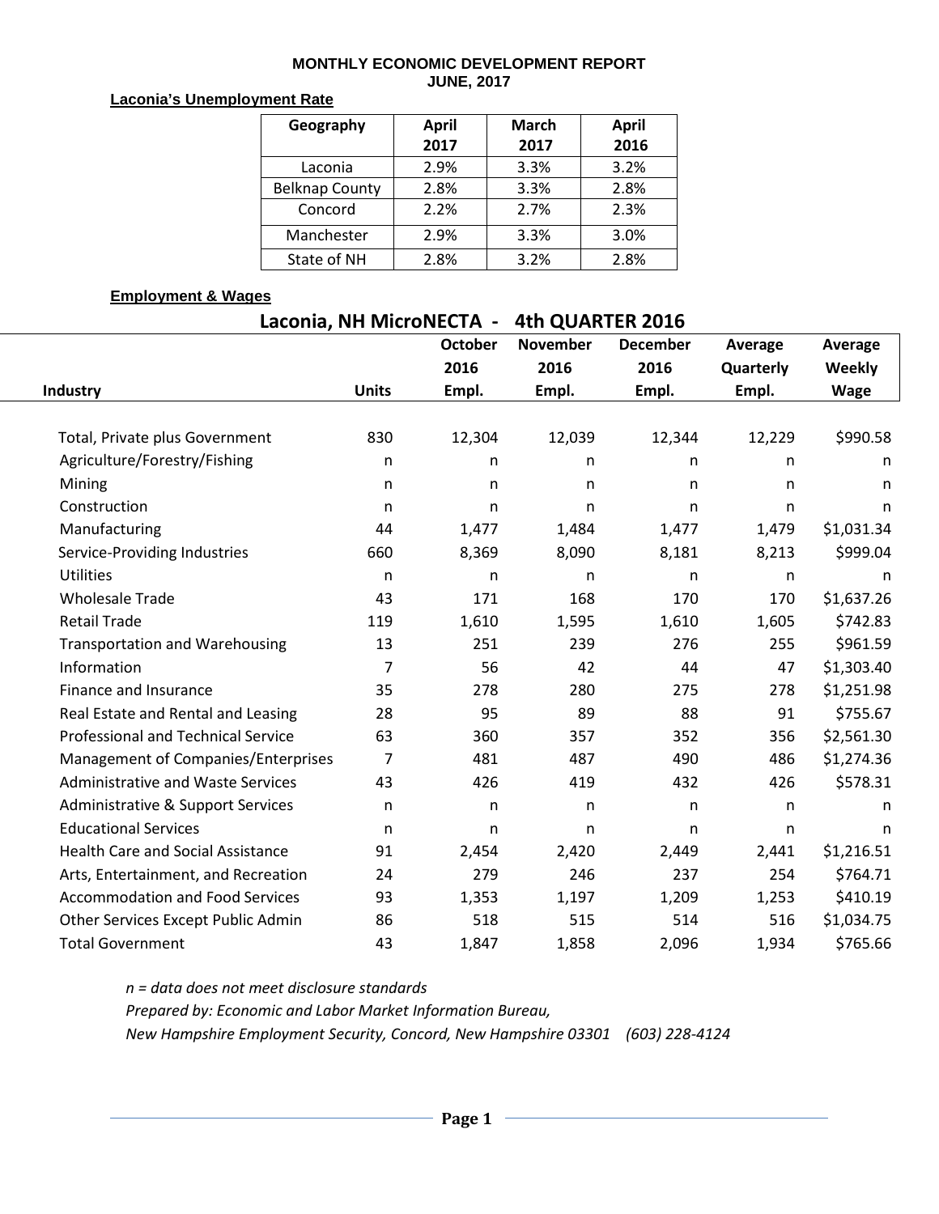# MONTHLY ECONOMIC DEVELOPMENT REPORT
## JUNE, 2017

**Laconia's Unemployment Rate**

| Geography | April 2017 | March 2017 | April 2016 |
|---|---|---|---|
| Laconia | 2.9% | 3.3% | 3.2% |
| Belknap County | 2.8% | 3.3% | 2.8% |
| Concord | 2.2% | 2.7% | 2.3% |
| Manchester | 2.9% | 3.3% | 3.0% |
| State of NH | 2.8% | 3.2% | 2.8% |

**Employment & Wages**

**Laconia, NH MicroNECTA - 4th QUARTER 2016**

| Industry | Units | October 2016 Empl. | November 2016 Empl. | December 2016 Empl. | Average Quarterly Empl. | Average Weekly Wage |
|---|---|---|---|---|---|---|
| Total, Private plus Government | 830 | 12,304 | 12,039 | 12,344 | 12,229 | $990.58 |
| Agriculture/Forestry/Fishing | n | n | n | n | n | n |
| Mining | n | n | n | n | n | n |
| Construction | n | n | n | n | n | n |
| Manufacturing | 44 | 1,477 | 1,484 | 1,477 | 1,479 | $1,031.34 |
| Service-Providing Industries | 660 | 8,369 | 8,090 | 8,181 | 8,213 | $999.04 |
| Utilities | n | n | n | n | n | n |
| Wholesale Trade | 43 | 171 | 168 | 170 | 170 | $1,637.26 |
| Retail Trade | 119 | 1,610 | 1,595 | 1,610 | 1,605 | $742.83 |
| Transportation and Warehousing | 13 | 251 | 239 | 276 | 255 | $961.59 |
| Information | 7 | 56 | 42 | 44 | 47 | $1,303.40 |
| Finance and Insurance | 35 | 278 | 280 | 275 | 278 | $1,251.98 |
| Real Estate and Rental and Leasing | 28 | 95 | 89 | 88 | 91 | $755.67 |
| Professional and Technical Service | 63 | 360 | 357 | 352 | 356 | $2,561.30 |
| Management of Companies/Enterprises | 7 | 481 | 487 | 490 | 486 | $1,274.36 |
| Administrative and Waste Services | 43 | 426 | 419 | 432 | 426 | $578.31 |
| Administrative & Support Services | n | n | n | n | n | n |
| Educational Services | n | n | n | n | n | n |
| Health Care and Social Assistance | 91 | 2,454 | 2,420 | 2,449 | 2,441 | $1,216.51 |
| Arts, Entertainment, and Recreation | 24 | 279 | 246 | 237 | 254 | $764.71 |
| Accommodation and Food Services | 93 | 1,353 | 1,197 | 1,209 | 1,253 | $410.19 |
| Other Services Except Public Admin | 86 | 518 | 515 | 514 | 516 | $1,034.75 |
| Total Government | 43 | 1,847 | 1,858 | 2,096 | 1,934 | $765.66 |

*n = data does not meet disclosure standards*

*Prepared by: Economic and Labor Market Information Bureau,*

*New Hampshire Employment Security, Concord, New Hampshire 03301 (603) 228-4124*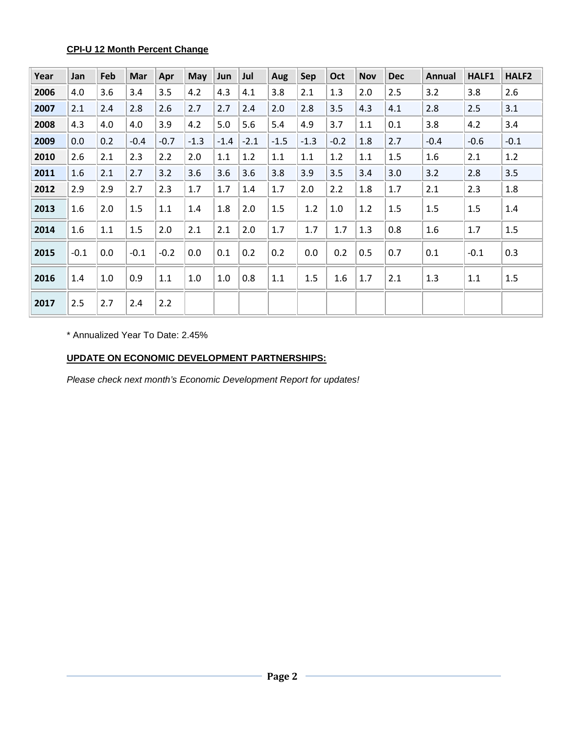**CPI-U 12 Month Percent Change**

| Year | Jan | Feb | Mar | Apr | May | Jun | Jul | Aug | Sep | Oct | Nov | Dec | Annual | HALF1 | HALF2 |
|---|---|---|---|---|---|---|---|---|---|---|---|---|---|---|---|
| 2006 | 4.0 | 3.6 | 3.4 | 3.5 | 4.2 | 4.3 | 4.1 | 3.8 | 2.1 | 1.3 | 2.0 | 2.5 | 3.2 | 3.8 | 2.6 |
| 2007 | 2.1 | 2.4 | 2.8 | 2.6 | 2.7 | 2.7 | 2.4 | 2.0 | 2.8 | 3.5 | 4.3 | 4.1 | 2.8 | 2.5 | 3.1 |
| 2008 | 4.3 | 4.0 | 4.0 | 3.9 | 4.2 | 5.0 | 5.6 | 5.4 | 4.9 | 3.7 | 1.1 | 0.1 | 3.8 | 4.2 | 3.4 |
| 2009 | 0.0 | 0.2 | -0.4 | -0.7 | -1.3 | -1.4 | -2.1 | -1.5 | -1.3 | -0.2 | 1.8 | 2.7 | -0.4 | -0.6 | -0.1 |
| 2010 | 2.6 | 2.1 | 2.3 | 2.2 | 2.0 | 1.1 | 1.2 | 1.1 | 1.1 | 1.2 | 1.1 | 1.5 | 1.6 | 2.1 | 1.2 |
| 2011 | 1.6 | 2.1 | 2.7 | 3.2 | 3.6 | 3.6 | 3.6 | 3.8 | 3.9 | 3.5 | 3.4 | 3.0 | 3.2 | 2.8 | 3.5 |
| 2012 | 2.9 | 2.9 | 2.7 | 2.3 | 1.7 | 1.7 | 1.4 | 1.7 | 2.0 | 2.2 | 1.8 | 1.7 | 2.1 | 2.3 | 1.8 |
| 2013 | 1.6 | 2.0 | 1.5 | 1.1 | 1.4 | 1.8 | 2.0 | 1.5 | 1.2 | 1.0 | 1.2 | 1.5 | 1.5 | 1.5 | 1.4 |
| 2014 | 1.6 | 1.1 | 1.5 | 2.0 | 2.1 | 2.1 | 2.0 | 1.7 | 1.7 | 1.7 | 1.3 | 0.8 | 1.6 | 1.7 | 1.5 |
| 2015 | -0.1 | 0.0 | -0.1 | -0.2 | 0.0 | 0.1 | 0.2 | 0.2 | 0.0 | 0.2 | 0.5 | 0.7 | 0.1 | -0.1 | 0.3 |
| 2016 | 1.4 | 1.0 | 0.9 | 1.1 | 1.0 | 1.0 | 0.8 | 1.1 | 1.5 | 1.6 | 1.7 | 2.1 | 1.3 | 1.1 | 1.5 |
| 2017 | 2.5 | 2.7 | 2.4 | 2.2 | | | | | | | | | | | |

* Annualized Year To Date: 2.45%

**UPDATE ON ECONOMIC DEVELOPMENT PARTNERSHIPS:**

*Please check next month's Economic Development Report for updates!*